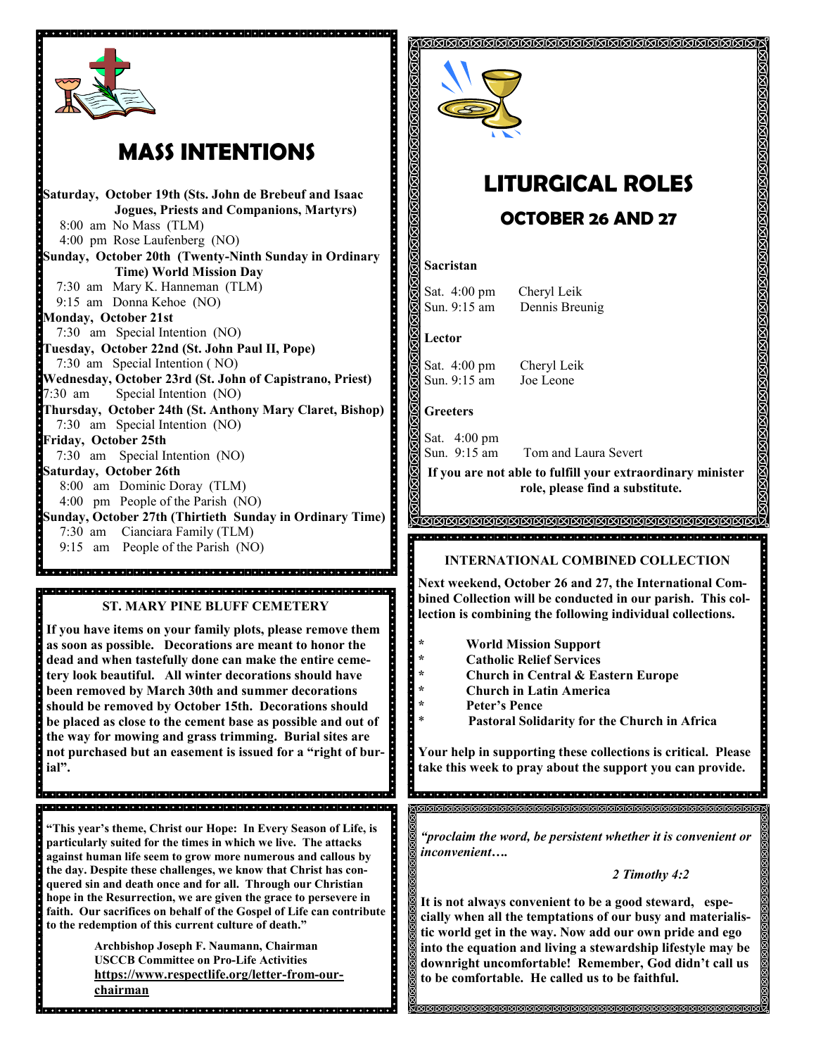# MASS INTENTIONS

**Saturday, October 19th (Sts. John de Brebeuf and Isaac Jogues, Priests and Companions, Martyrs)**
8:00 am No Mass (TLM)
4:00 pm Rose Laufenberg (NO)

**Sunday, October 20th (Twenty-Ninth Sunday in Ordinary Time) World Mission Day**
7:30 am Mary K. Hanneman (TLM)
9:15 am Donna Kehoe (NO)

**Monday, October 21st**
7:30 am Special Intention (NO)

**Tuesday, October 22nd (St. John Paul II, Pope)**
7:30 am Special Intention ( NO)

**Wednesday, October 23rd (St. John of Capistrano, Priest)**
7:30 am Special Intention (NO)

**Thursday, October 24th (St. Anthony Mary Claret, Bishop)**
7:30 am Special Intention (NO)

**Friday, October 25th**
7:30 am Special Intention (NO)

**Saturday, October 26th**
8:00 am Dominic Doray (TLM)
4:00 pm People of the Parish (NO)

**Sunday, October 27th (Thirtieth Sunday in Ordinary Time)**
7:30 am Cianciara Family (TLM)
9:15 am People of the Parish (NO)

## ST. MARY PINE BLUFF CEMETERY

**If you have items on your family plots, please remove them as soon as possible. Decorations are meant to honor the dead and when tastefully done can make the entire cemetery look beautiful. All winter decorations should have been removed by March 30th and summer decorations should be removed by October 15th. Decorations should be placed as close to the cement base as possible and out of the way for mowing and grass trimming. Burial sites are not purchased but an easement is issued for a "right of burial".**

**"This year's theme, Christ our Hope: In Every Season of Life, is particularly suited for the times in which we live. The attacks against human life seem to grow more numerous and callous by the day. Despite these challenges, we know that Christ has conquered sin and death once and for all. Through our Christian hope in the Resurrection, we are given the grace to persevere in faith. Our sacrifices on behalf of the Gospel of Life can contribute to the redemption of this current culture of death."**

**Archbishop Joseph F. Naumann, Chairman**
**USCCB Committee on Pro-Life Activities**
**https://www.respectlife.org/letter-from-our-chairman**

# LITURGICAL ROLES

## OCTOBER 26 AND 27

**Sacristan**

Sat. 4:00 pm Cheryl Leik
Sun. 9:15 am Dennis Breunig

**Lector**

Sat. 4:00 pm Cheryl Leik
Sun. 9:15 am Joe Leone

**Greeters**

Sat. 4:00 pm
Sun. 9:15 am Tom and Laura Severt

**If you are not able to fulfill your extraordinary minister role, please find a substitute.**

## INTERNATIONAL COMBINED COLLECTION

**Next weekend, October 26 and 27, the International Combined Collection will be conducted in our parish. This collection is combining the following individual collections.**

- **World Mission Support**
- **Catholic Relief Services**
- **Church in Central & Eastern Europe**
- **Church in Latin America**
- **Peter's Pence**
- **Pastoral Solidarity for the Church in Africa**

**Your help in supporting these collections is critical. Please take this week to pray about the support you can provide.**

***"proclaim the word, be persistent whether it is convenient or inconvenient….***

***2 Timothy 4:2***

**It is not always convenient to be a good steward, especially when all the temptations of our busy and materialistic world get in the way. Now add our own pride and ego into the equation and living a stewardship lifestyle may be downright uncomfortable! Remember, God didn't call us to be comfortable. He called us to be faithful.**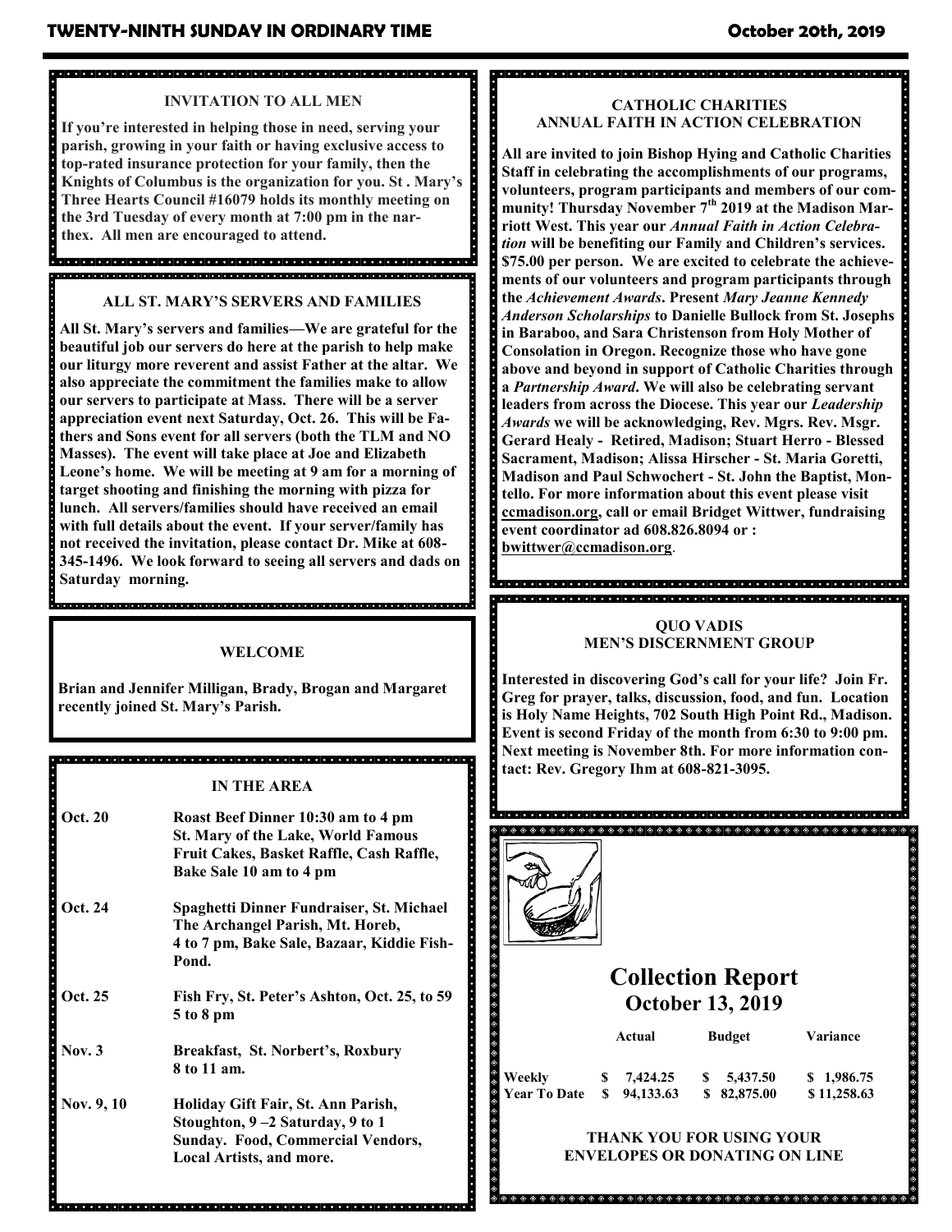## INVITATION TO ALL MEN

**If you're interested in helping those in need, serving your parish, growing in your faith or having exclusive access to top-rated insurance protection for your family, then the Knights of Columbus is the organization for you. St . Mary's Three Hearts Council #16079 holds its monthly meeting on the 3rd Tuesday of every month at 7:00 pm in the narthex. All men are encouraged to attend.**

## ALL ST. MARY'S SERVERS AND FAMILIES

**All St. Mary's servers and families—We are grateful for the beautiful job our servers do here at the parish to help make our liturgy more reverent and assist Father at the altar. We also appreciate the commitment the families make to allow our servers to participate at Mass. There will be a server appreciation event next Saturday, Oct. 26. This will be Fathers and Sons event for all servers (both the TLM and NO Masses). The event will take place at Joe and Elizabeth Leone's home. We will be meeting at 9 am for a morning of target shooting and finishing the morning with pizza for lunch. All servers/families should have received an email with full details about the event. If your server/family has not received the invitation, please contact Dr. Mike at 608-345-1496. We look forward to seeing all servers and dads on Saturday morning.**

## WELCOME

**Brian and Jennifer Milligan, Brady, Brogan and Margaret recently joined St. Mary's Parish.**

## IN THE AREA

| | |
|---|---|
| **Oct. 20** | **Roast Beef Dinner 10:30 am to 4 pm St. Mary of the Lake, World Famous Fruit Cakes, Basket Raffle, Cash Raffle, Bake Sale 10 am to 4 pm** |
| **Oct. 24** | **Spaghetti Dinner Fundraiser, St. Michael The Archangel Parish, Mt. Horeb, 4 to 7 pm, Bake Sale, Bazaar, Kiddie Fish-Pond.** |
| **Oct. 25** | **Fish Fry, St. Peter's Ashton, Oct. 25, to 59 5 to 8 pm** |
| **Nov. 3** | **Breakfast, St. Norbert's, Roxbury 8 to 11 am.** |
| **Nov. 9, 10** | **Holiday Gift Fair, St. Ann Parish, Stoughton, 9 –2 Saturday, 9 to 1 Sunday. Food, Commercial Vendors, Local Artists, and more.** |

## CATHOLIC CHARITIES ANNUAL FAITH IN ACTION CELEBRATION

**All are invited to join Bishop Hying and Catholic Charities Staff in celebrating the accomplishments of our programs, volunteers, program participants and members of our community! Thursday November 7th 2019 at the Madison Marriott West. This year our *Annual Faith in Action Celebration* will be benefiting our Family and Children's services. $75.00 per person. We are excited to celebrate the achievements of our volunteers and program participants through the *Achievement Awards*. Present *Mary Jeanne Kennedy Anderson Scholarships* to Danielle Bullock from St. Josephs in Baraboo, and Sara Christenson from Holy Mother of Consolation in Oregon. Recognize those who have gone above and beyond in support of Catholic Charities through a *Partnership Award*. We will also be celebrating servant leaders from across the Diocese. This year our *Leadership Awards* we will be acknowledging, Rev. Mgrs. Rev. Msgr. Gerard Healy - Retired, Madison; Stuart Herro - Blessed Sacrament, Madison; Alissa Hirscher - St. Maria Goretti, Madison and Paul Schwochert - St. John the Baptist, Montello. For more information about this event please visit ccmadison.org, call or email Bridget Wittwer, fundraising event coordinator ad 608.826.8094 or : bwittwer@ccmadison.org**.

## QUO VADIS MEN'S DISCERNMENT GROUP

**Interested in discovering God's call for your life? Join Fr. Greg for prayer, talks, discussion, food, and fun. Location is Holy Name Heights, 702 South High Point Rd., Madison. Event is second Friday of the month from 6:30 to 9:00 pm. Next meeting is November 8th. For more information contact: Rev. Gregory Ihm at 608-821-3095.**

## Collection Report
### October 13, 2019

| | Actual | Budget | Variance |
|---|---|---|---|
| Weekly | $ 7,424.25 | $ 5,437.50 | $ 1,986.75 |
| Year To Date | $ 94,133.63 | $ 82,875.00 | $ 11,258.63 |

**THANK YOU FOR USING YOUR ENVELOPES OR DONATING ON LINE**